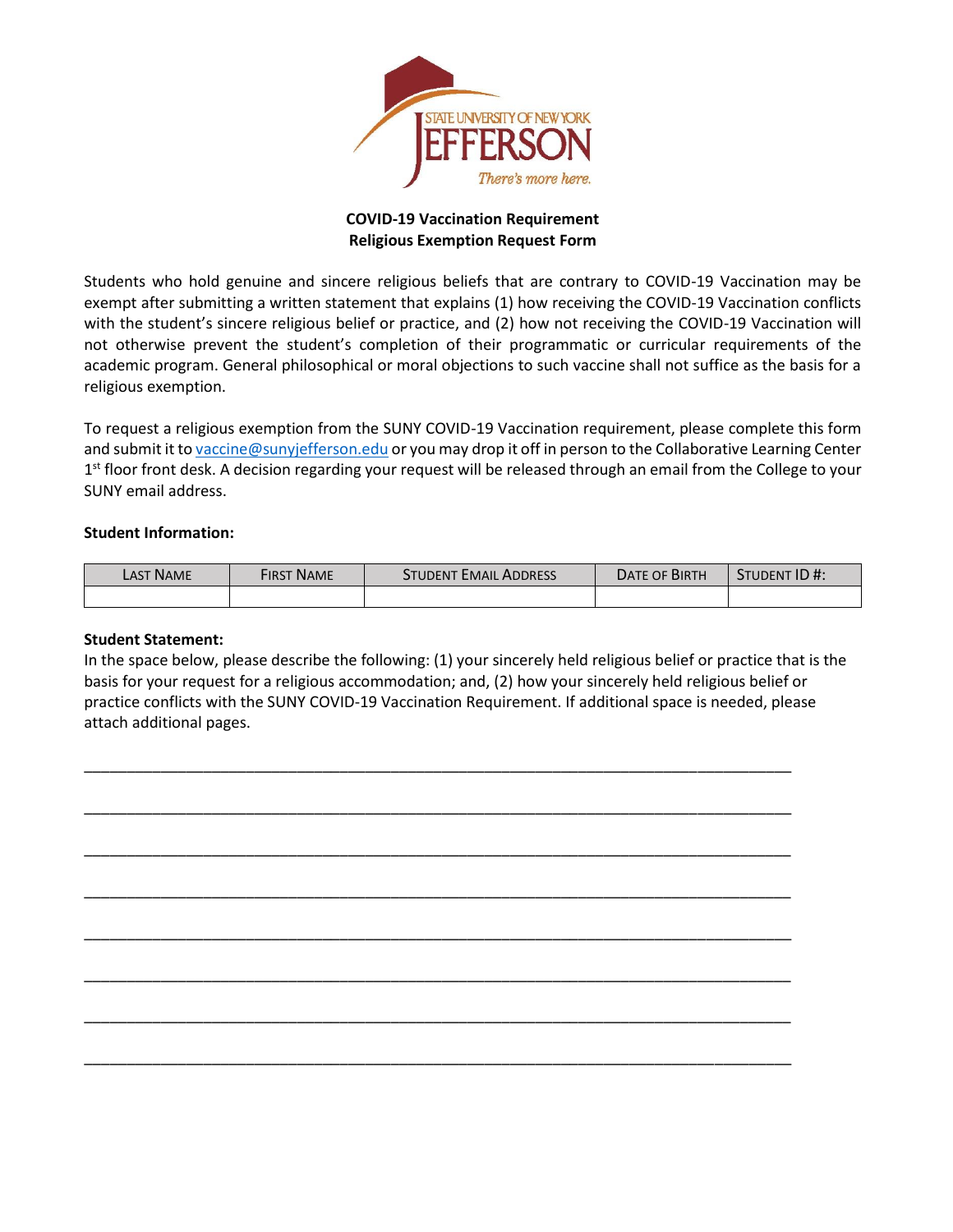STATE UNIVERSITY OF NEW YORK
JEFFERSON
*There's more here.*

**COVID-19 Vaccination Requirement**
**Religious Exemption Request Form**

Students who hold genuine and sincere religious beliefs that are contrary to COVID-19 Vaccination may be exempt after submitting a written statement that explains (1) how receiving the COVID-19 Vaccination conflicts with the student's sincere religious belief or practice, and (2) how not receiving the COVID-19 Vaccination will not otherwise prevent the student's completion of their programmatic or curricular requirements of the academic program. General philosophical or moral objections to such vaccine shall not suffice as the basis for a religious exemption.

To request a religious exemption from the SUNY COVID-19 Vaccination requirement, please complete this form and submit it to vaccine@sunyjefferson.edu or you may drop it off in person to the Collaborative Learning Center 1st floor front desk. A decision regarding your request will be released through an email from the College to your SUNY email address.

**Student Information:**

| Last Name | First Name | Student Email Address | Date of Birth | Student ID #: |
|---|---|---|---|---|
| | | | | |

**Student Statement:**
In the space below, please describe the following: (1) your sincerely held religious belief or practice that is the basis for your request for a religious accommodation; and, (2) how your sincerely held religious belief or practice conflicts with the SUNY COVID-19 Vaccination Requirement. If additional space is needed, please attach additional pages.

\_\_\_\_\_\_\_\_\_\_\_\_\_\_\_\_\_\_\_\_\_\_\_\_\_\_\_\_\_\_\_\_\_\_\_\_\_\_\_\_\_\_\_\_\_\_\_\_\_\_\_\_\_\_\_\_\_\_\_\_\_\_\_\_\_\_\_\_\_\_\_\_

\_\_\_\_\_\_\_\_\_\_\_\_\_\_\_\_\_\_\_\_\_\_\_\_\_\_\_\_\_\_\_\_\_\_\_\_\_\_\_\_\_\_\_\_\_\_\_\_\_\_\_\_\_\_\_\_\_\_\_\_\_\_\_\_\_\_\_\_\_\_\_\_

\_\_\_\_\_\_\_\_\_\_\_\_\_\_\_\_\_\_\_\_\_\_\_\_\_\_\_\_\_\_\_\_\_\_\_\_\_\_\_\_\_\_\_\_\_\_\_\_\_\_\_\_\_\_\_\_\_\_\_\_\_\_\_\_\_\_\_\_\_\_\_\_

\_\_\_\_\_\_\_\_\_\_\_\_\_\_\_\_\_\_\_\_\_\_\_\_\_\_\_\_\_\_\_\_\_\_\_\_\_\_\_\_\_\_\_\_\_\_\_\_\_\_\_\_\_\_\_\_\_\_\_\_\_\_\_\_\_\_\_\_\_\_\_\_

\_\_\_\_\_\_\_\_\_\_\_\_\_\_\_\_\_\_\_\_\_\_\_\_\_\_\_\_\_\_\_\_\_\_\_\_\_\_\_\_\_\_\_\_\_\_\_\_\_\_\_\_\_\_\_\_\_\_\_\_\_\_\_\_\_\_\_\_\_\_\_\_

\_\_\_\_\_\_\_\_\_\_\_\_\_\_\_\_\_\_\_\_\_\_\_\_\_\_\_\_\_\_\_\_\_\_\_\_\_\_\_\_\_\_\_\_\_\_\_\_\_\_\_\_\_\_\_\_\_\_\_\_\_\_\_\_\_\_\_\_\_\_\_\_

\_\_\_\_\_\_\_\_\_\_\_\_\_\_\_\_\_\_\_\_\_\_\_\_\_\_\_\_\_\_\_\_\_\_\_\_\_\_\_\_\_\_\_\_\_\_\_\_\_\_\_\_\_\_\_\_\_\_\_\_\_\_\_\_\_\_\_\_\_\_\_\_

\_\_\_\_\_\_\_\_\_\_\_\_\_\_\_\_\_\_\_\_\_\_\_\_\_\_\_\_\_\_\_\_\_\_\_\_\_\_\_\_\_\_\_\_\_\_\_\_\_\_\_\_\_\_\_\_\_\_\_\_\_\_\_\_\_\_\_\_\_\_\_\_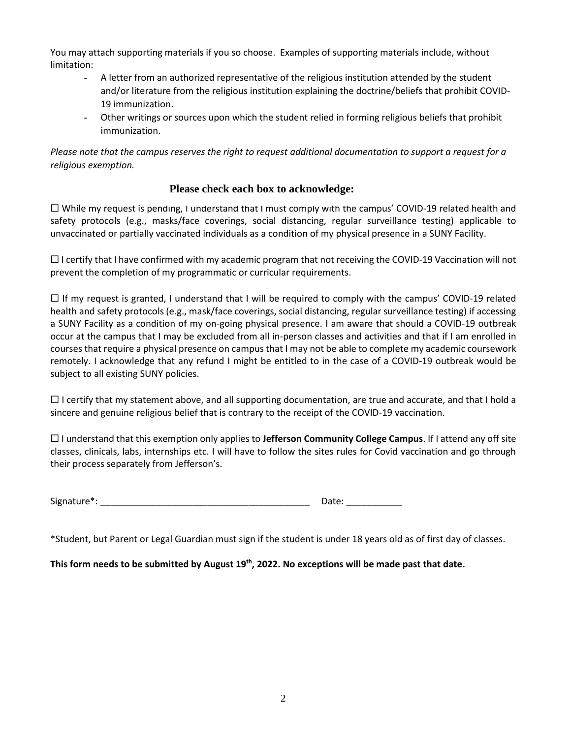You may attach supporting materials if you so choose. Examples of supporting materials include, without limitation:

- A letter from an authorized representative of the religious institution attended by the student and/or literature from the religious institution explaining the doctrine/beliefs that prohibit COVID-19 immunization.
- Other writings or sources upon which the student relied in forming religious beliefs that prohibit immunization.

*Please note that the campus reserves the right to request additional documentation to support a request for a religious exemption.*

## Please check each box to acknowledge:

☐ While my request is pending, I understand that I must comply with the campus' COVID-19 related health and safety protocols (e.g., masks/face coverings, social distancing, regular surveillance testing) applicable to unvaccinated or partially vaccinated individuals as a condition of my physical presence in a SUNY Facility.

☐ I certify that I have confirmed with my academic program that not receiving the COVID-19 Vaccination will not prevent the completion of my programmatic or curricular requirements.

☐ If my request is granted, I understand that I will be required to comply with the campus' COVID-19 related health and safety protocols (e.g., mask/face coverings, social distancing, regular surveillance testing) if accessing a SUNY Facility as a condition of my on-going physical presence. I am aware that should a COVID-19 outbreak occur at the campus that I may be excluded from all in-person classes and activities and that if I am enrolled in courses that require a physical presence on campus that I may not be able to complete my academic coursework remotely. I acknowledge that any refund I might be entitled to in the case of a COVID-19 outbreak would be subject to all existing SUNY policies.

☐ I certify that my statement above, and all supporting documentation, are true and accurate, and that I hold a sincere and genuine religious belief that is contrary to the receipt of the COVID-19 vaccination.

☐ I understand that this exemption only applies to **Jefferson Community College Campus**. If I attend any off site classes, clinicals, labs, internships etc. I will have to follow the sites rules for Covid vaccination and go through their process separately from Jefferson's.

Signature*: ________________________________________ Date: ___________

*Student, but Parent or Legal Guardian must sign if the student is under 18 years old as of first day of classes.

**This form needs to be submitted by August 19th, 2022. No exceptions will be made past that date.**